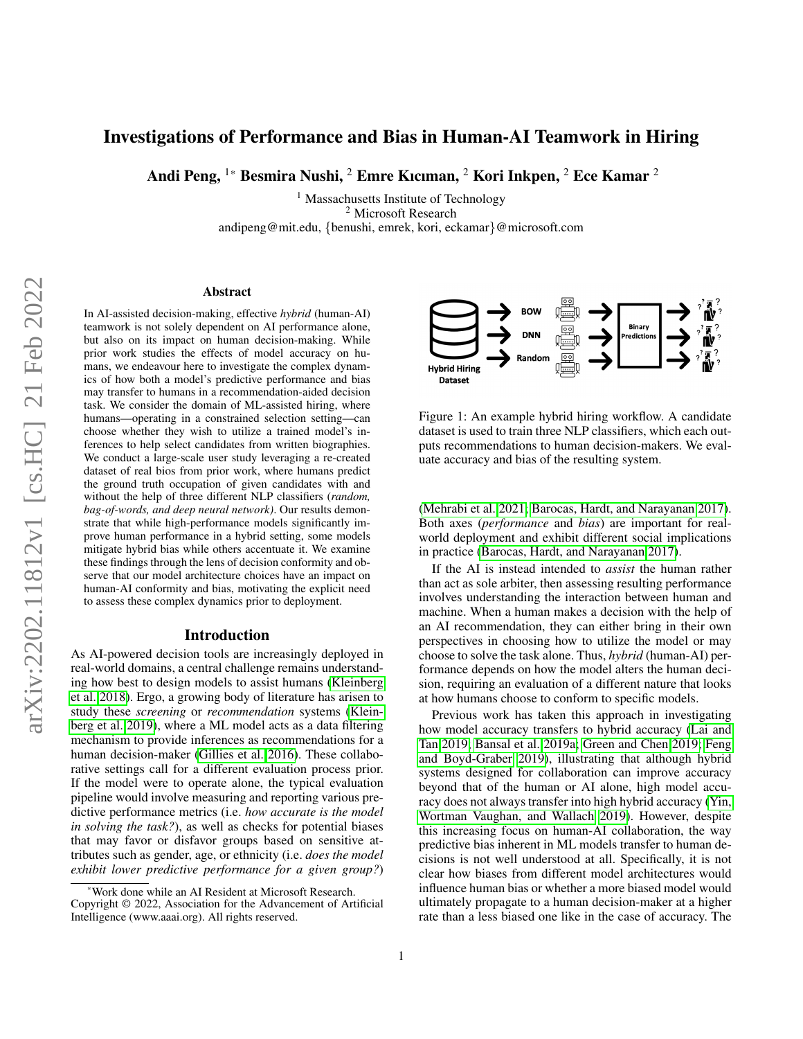# Investigations of Performance and Bias in Human-AI Teamwork in Hiring

**Andi Peng,** [1*] **Besmira Nushi,** [2] **Emre Kıcıman,** [2] **Kori Inkpen,** [2] **Ece Kamar** [2]

[1] Massachusetts Institute of Technology
[2] Microsoft Research
andipeng@mit.edu, {benushi, emrek, kori, eckamar}@microsoft.com

## Abstract

In AI-assisted decision-making, effective *hybrid* (human-AI) teamwork is not solely dependent on AI performance alone, but also on its impact on human decision-making. While prior work studies the effects of model accuracy on humans, we endeavour here to investigate the complex dynamics of how both a model's predictive performance and bias may transfer to humans in a recommendation-aided decision task. We consider the domain of ML-assisted hiring, where humans—operating in a constrained selection setting—can choose whether they wish to utilize a trained model's inferences to help select candidates from written biographies. We conduct a large-scale user study leveraging a re-created dataset of real bios from prior work, where humans predict the ground truth occupation of given candidates with and without the help of three different NLP classifiers (*random, bag-of-words, and deep neural network)*. Our results demonstrate that while high-performance models significantly improve human performance in a hybrid setting, some models mitigate hybrid bias while others accentuate it. We examine these findings through the lens of decision conformity and observe that our model architecture choices have an impact on human-AI conformity and bias, motivating the explicit need to assess these complex dynamics prior to deployment.

## Introduction

As AI-powered decision tools are increasingly deployed in real-world domains, a central challenge remains understanding how best to design models to assist humans (Kleinberg et al. 2018). Ergo, a growing body of literature has arisen to study these *screening* or *recommendation* systems (Kleinberg et al. 2019), where a ML model acts as a data filtering mechanism to provide inferences as recommendations for a human decision-maker (Gillies et al. 2016). These collaborative settings call for a different evaluation process prior. If the model were to operate alone, the typical evaluation pipeline would involve measuring and reporting various predictive performance metrics (i.e. *how accurate is the model in solving the task?*), as well as checks for potential biases that may favor or disfavor groups based on sensitive attributes such as gender, age, or ethnicity (i.e. *does the model exhibit lower predictive performance for a given group?*) (Mehrabi et al. 2021; Barocas, Hardt, and Narayanan 2017). Both axes (*performance* and *bias*) are important for real-world deployment and exhibit different social implications in practice (Barocas, Hardt, and Narayanan 2017).

Figure 1: An example hybrid hiring workflow. A candidate dataset is used to train three NLP classifiers, which each outputs recommendations to human decision-makers. We evaluate accuracy and bias of the resulting system.

If the AI is instead intended to *assist* the human rather than act as sole arbiter, then assessing resulting performance involves understanding the interaction between human and machine. When a human makes a decision with the help of an AI recommendation, they can either bring in their own perspectives in choosing how to utilize the model or may choose to solve the task alone. Thus, *hybrid* (human-AI) performance depends on how the model alters the human decision, requiring an evaluation of a different nature that looks at how humans choose to conform to specific models.

Previous work has taken this approach in investigating how model accuracy transfers to hybrid accuracy (Lai and Tan 2019; Bansal et al. 2019a; Green and Chen 2019; Feng and Boyd-Graber 2019), illustrating that although hybrid systems designed for collaboration can improve accuracy beyond that of the human or AI alone, high model accuracy does not always transfer into high hybrid accuracy (Yin, Wortman Vaughan, and Wallach 2019). However, despite this increasing focus on human-AI collaboration, the way predictive bias inherent in ML models transfer to human decisions is not well understood at all. Specifically, it is not clear how biases from different model architectures would influence human bias or whether a more biased model would ultimately propagate to a human decision-maker at a higher rate than a less biased one like in the case of accuracy. The

[*] Work done while an AI Resident at Microsoft Research.
Copyright © 2022, Association for the Advancement of Artificial Intelligence (www.aaai.org). All rights reserved.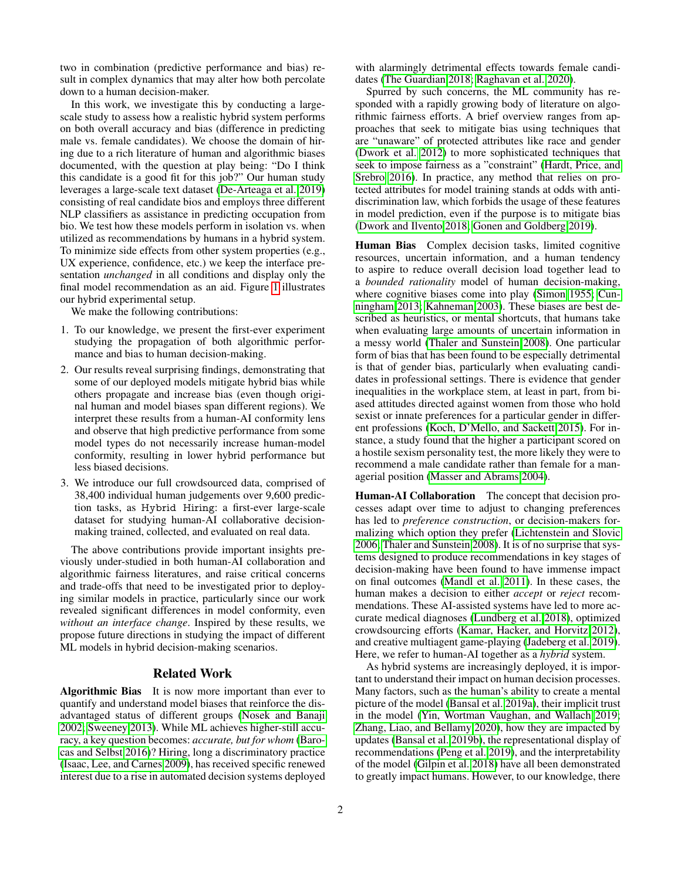two in combination (predictive performance and bias) result in complex dynamics that may alter how both percolate down to a human decision-maker.

In this work, we investigate this by conducting a large-scale study to assess how a realistic hybrid system performs on both overall accuracy and bias (difference in predicting male vs. female candidates). We choose the domain of hiring due to a rich literature of human and algorithmic biases documented, with the question at play being: "Do I think this candidate is a good fit for this job?" Our human study leverages a large-scale text dataset (De-Arteaga et al. 2019) consisting of real candidate bios and employs three different NLP classifiers as assistance in predicting occupation from bio. We test how these models perform in isolation vs. when utilized as recommendations by humans in a hybrid system. To minimize side effects from other system properties (e.g., UX experience, confidence, etc.) we keep the interface presentation *unchanged* in all conditions and display only the final model recommendation as an aid. Figure 1 illustrates our hybrid experimental setup.

We make the following contributions:

1. To our knowledge, we present the first-ever experiment studying the propagation of both algorithmic performance and bias to human decision-making.
2. Our results reveal surprising findings, demonstrating that some of our deployed models mitigate hybrid bias while others propagate and increase bias (even though original human and model biases span different regions). We interpret these results from a human-AI conformity lens and observe that high predictive performance from some model types do not necessarily increase human-model conformity, resulting in lower hybrid performance but less biased decisions.
3. We introduce our full crowdsourced data, comprised of 38,400 individual human judgements over 9,600 prediction tasks, as `Hybrid Hiring`: a first-ever large-scale dataset for studying human-AI collaborative decision-making trained, collected, and evaluated on real data.

The above contributions provide important insights previously under-studied in both human-AI collaboration and algorithmic fairness literatures, and raise critical concerns and trade-offs that need to be investigated prior to deploying similar models in practice, particularly since our work revealed significant differences in model conformity, even *without an interface change*. Inspired by these results, we propose future directions in studying the impact of different ML models in hybrid decision-making scenarios.

## Related Work

**Algorithmic Bias** It is now more important than ever to quantify and understand model biases that reinforce the disadvantaged status of different groups (Nosek and Banaji 2002; Sweeney 2013). While ML achieves higher-still accuracy, a key question becomes: *accurate, but for whom* (Barocas and Selbst 2016)? Hiring, long a discriminatory practice (Isaac, Lee, and Carnes 2009), has received specific renewed interest due to a rise in automated decision systems deployed with alarmingly detrimental effects towards female candidates (The Guardian 2018; Raghavan et al. 2020).

Spurred by such concerns, the ML community has responded with a rapidly growing body of literature on algorithmic fairness efforts. A brief overview ranges from approaches that seek to mitigate bias using techniques that are "unaware" of protected attributes like race and gender (Dwork et al. 2012) to more sophisticated techniques that seek to impose fairness as a "constraint" (Hardt, Price, and Srebro 2016). In practice, any method that relies on protected attributes for model training stands at odds with anti-discrimination law, which forbids the usage of these features in model prediction, even if the purpose is to mitigate bias (Dwork and Ilvento 2018; Gonen and Goldberg 2019).

**Human Bias** Complex decision tasks, limited cognitive resources, uncertain information, and a human tendency to aspire to reduce overall decision load together lead to a *bounded rationality* model of human decision-making, where cognitive biases come into play (Simon 1955; Cunningham 2013; Kahneman 2003). These biases are best described as heuristics, or mental shortcuts, that humans take when evaluating large amounts of uncertain information in a messy world (Thaler and Sunstein 2008). One particular form of bias that has been found to be especially detrimental is that of gender bias, particularly when evaluating candidates in professional settings. There is evidence that gender inequalities in the workplace stem, at least in part, from biased attitudes directed against women from those who hold sexist or innate preferences for a particular gender in different professions (Koch, D'Mello, and Sackett 2015). For instance, a study found that the higher a participant scored on a hostile sexism personality test, the more likely they were to recommend a male candidate rather than female for a managerial position (Masser and Abrams 2004).

**Human-AI Collaboration** The concept that decision processes adapt over time to adjust to changing preferences has led to *preference construction*, or decision-makers formalizing which option they prefer (Lichtenstein and Slovic 2006; Thaler and Sunstein 2008). It is of no surprise that systems designed to produce recommendations in key stages of decision-making have been found to have immense impact on final outcomes (Mandl et al. 2011). In these cases, the human makes a decision to either *accept* or *reject* recommendations. These AI-assisted systems have led to more accurate medical diagnoses (Lundberg et al. 2018), optimized crowdsourcing efforts (Kamar, Hacker, and Horvitz 2012), and creative multiagent game-playing (Jadeberg et al. 2019). Here, we refer to human-AI together as a *hybrid* system.

As hybrid systems are increasingly deployed, it is important to understand their impact on human decision processes. Many factors, such as the human's ability to create a mental picture of the model (Bansal et al. 2019a), their implicit trust in the model (Yin, Wortman Vaughan, and Wallach 2019; Zhang, Liao, and Bellamy 2020), how they are impacted by updates (Bansal et al. 2019b), the representational display of recommendations (Peng et al. 2019), and the interpretability of the model (Gilpin et al. 2018) have all been demonstrated to greatly impact humans. However, to our knowledge, there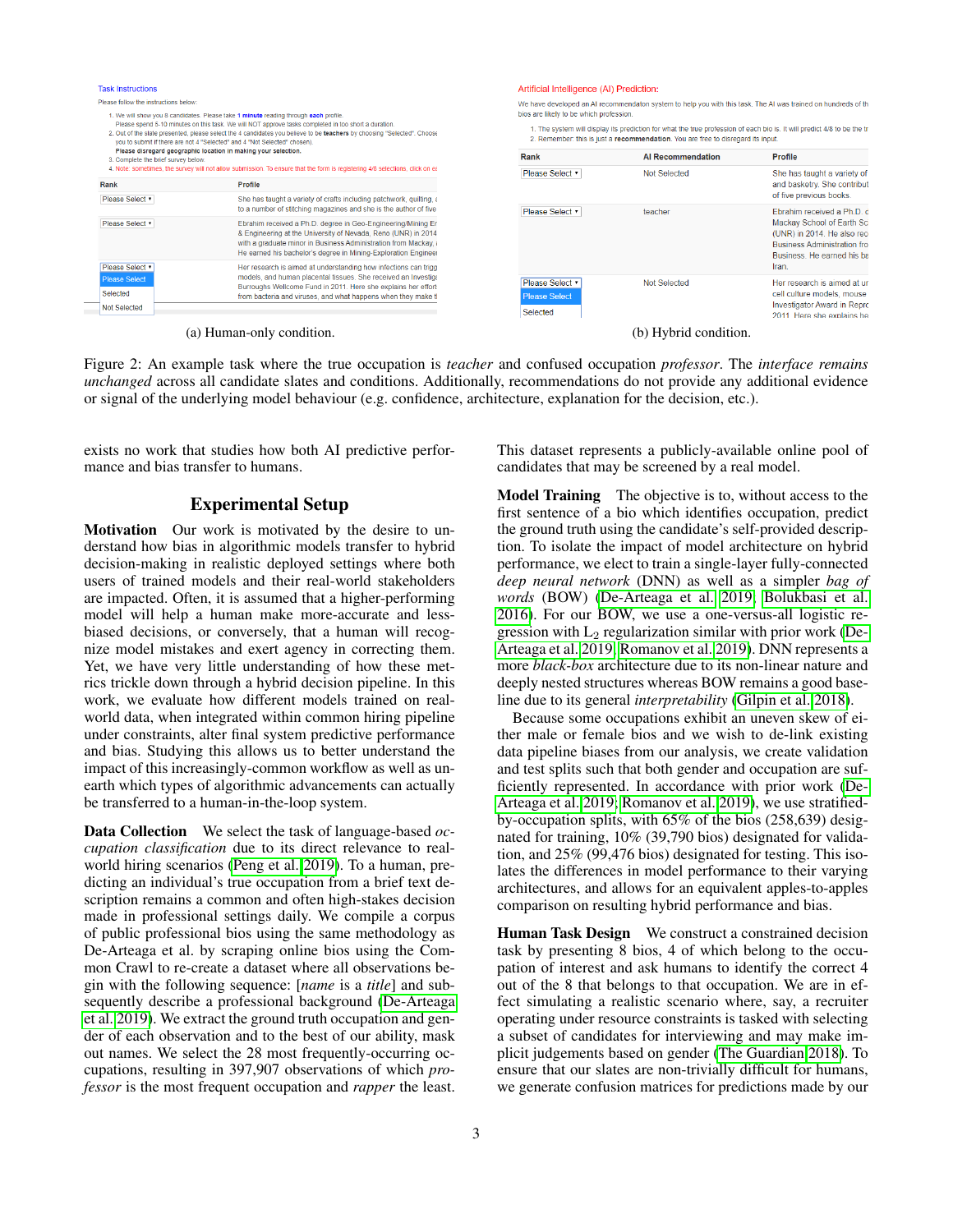(a) Human-only condition.

(b) Hybrid condition.

Figure 2: An example task where the true occupation is *teacher* and confused occupation *professor*. The *interface remains unchanged* across all candidate slates and conditions. Additionally, recommendations do not provide any additional evidence or signal of the underlying model behaviour (e.g. confidence, architecture, explanation for the decision, etc.).

exists no work that studies how both AI predictive performance and bias transfer to humans.

## Experimental Setup

**Motivation** Our work is motivated by the desire to understand how bias in algorithmic models transfer to hybrid decision-making in realistic deployed settings where both users of trained models and their real-world stakeholders are impacted. Often, it is assumed that a higher-performing model will help a human make more-accurate and less-biased decisions, or conversely, that a human will recognize model mistakes and exert agency in correcting them. Yet, we have very little understanding of how these metrics trickle down through a hybrid decision pipeline. In this work, we evaluate how different models trained on real-world data, when integrated within common hiring pipeline under constraints, alter final system predictive performance and bias. Studying this allows us to better understand the impact of this increasingly-common workflow as well as unearth which types of algorithmic advancements can actually be transferred to a human-in-the-loop system.

**Data Collection** We select the task of language-based *occupation classification* due to its direct relevance to real-world hiring scenarios (Peng et al. 2019). To a human, predicting an individual's true occupation from a brief text description remains a common and often high-stakes decision made in professional settings daily. We compile a corpus of public professional bios using the same methodology as De-Arteaga et al. by scraping online bios using the Common Crawl to re-create a dataset where all observations begin with the following sequence: [*name* is a *title*] and subsequently describe a professional background (De-Arteaga et al. 2019). We extract the ground truth occupation and gender of each observation and to the best of our ability, mask out names. We select the 28 most frequently-occurring occupations, resulting in 397,907 observations of which *professor* is the most frequent occupation and *rapper* the least. This dataset represents a publicly-available online pool of candidates that may be screened by a real model.

**Model Training** The objective is to, without access to the first sentence of a bio which identifies occupation, predict the ground truth using the candidate's self-provided description. To isolate the impact of model architecture on hybrid performance, we elect to train a single-layer fully-connected *deep neural network* (DNN) as well as a simpler *bag of words* (BOW) (De-Arteaga et al. 2019; Bolukbasi et al. 2016). For our BOW, we use a one-versus-all logistic regression with $L_2$ regularization similar with prior work (De-Arteaga et al. 2019; Romanov et al. 2019). DNN represents a more *black-box* architecture due to its non-linear nature and deeply nested structures whereas BOW remains a good baseline due to its general *interpretability* (Gilpin et al. 2018).

Because some occupations exhibit an uneven skew of either male or female bios and we wish to de-link existing data pipeline biases from our analysis, we create validation and test splits such that both gender and occupation are sufficiently represented. In accordance with prior work (De-Arteaga et al. 2019; Romanov et al. 2019), we use stratified-by-occupation splits, with 65% of the bios (258,639) designated for training, 10% (39,790 bios) designated for validation, and 25% (99,476 bios) designated for testing. This isolates the differences in model performance to their varying architectures, and allows for an equivalent apples-to-apples comparison on resulting hybrid performance and bias.

**Human Task Design** We construct a constrained decision task by presenting 8 bios, 4 of which belong to the occupation of interest and ask humans to identify the correct 4 out of the 8 that belongs to that occupation. We are in effect simulating a realistic scenario where, say, a recruiter operating under resource constraints is tasked with selecting a subset of candidates for interviewing and may make implicit judgements based on gender (The Guardian 2018). To ensure that our slates are non-trivially difficult for humans, we generate confusion matrices for predictions made by our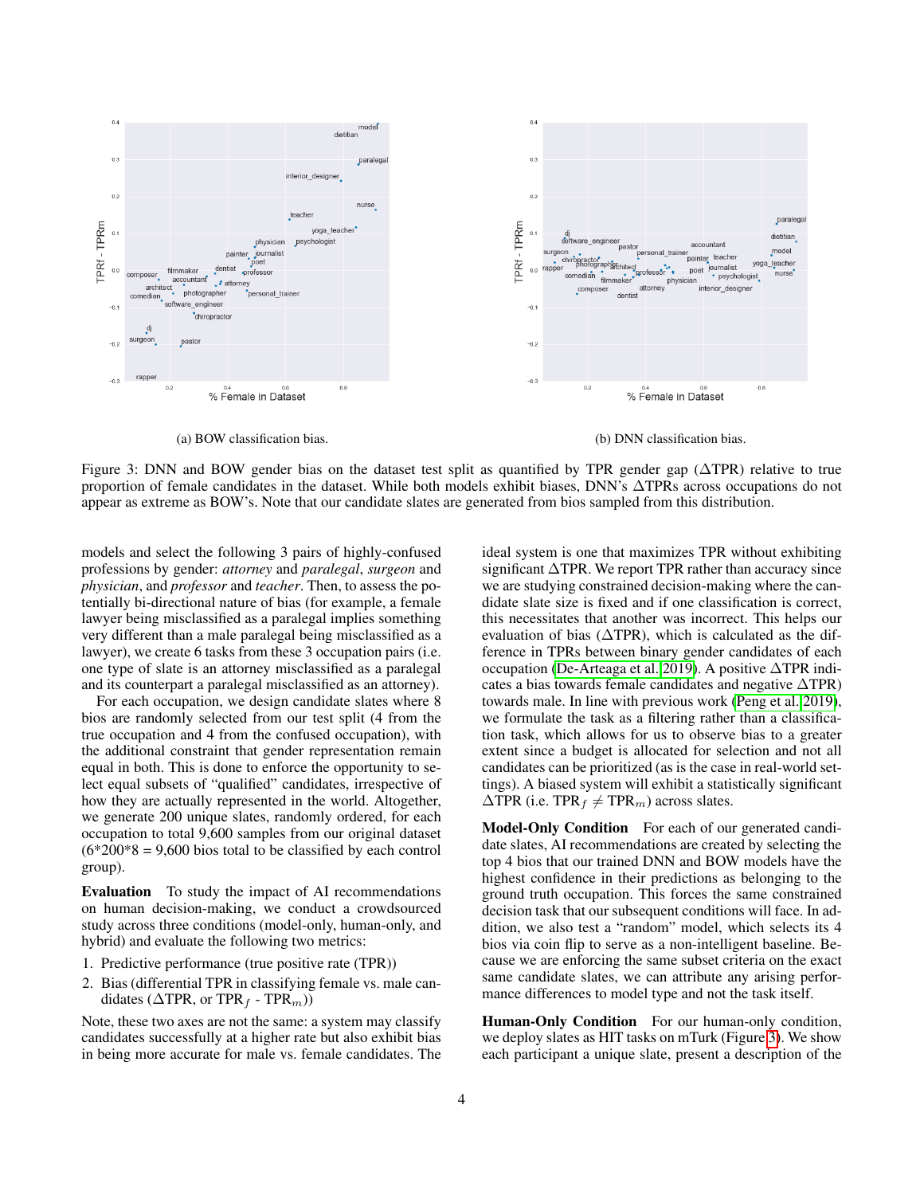(a) BOW classification bias.

(b) DNN classification bias.

Figure 3: DNN and BOW gender bias on the dataset test split as quantified by TPR gender gap ($\Delta$TPR) relative to true proportion of female candidates in the dataset. While both models exhibit biases, DNN's $\Delta$TPRs across occupations do not appear as extreme as BOW's. Note that our candidate slates are generated from bios sampled from this distribution.

models and select the following 3 pairs of highly-confused professions by gender: *attorney* and *paralegal*, *surgeon* and *physician*, and *professor* and *teacher*. Then, to assess the potentially bi-directional nature of bias (for example, a female lawyer being misclassified as a paralegal implies something very different than a male paralegal being misclassified as a lawyer), we create 6 tasks from these 3 occupation pairs (i.e. one type of slate is an attorney misclassified as a paralegal and its counterpart a paralegal misclassified as an attorney).

For each occupation, we design candidate slates where 8 bios are randomly selected from our test split (4 from the true occupation and 4 from the confused occupation), with the additional constraint that gender representation remain equal in both. This is done to enforce the opportunity to select equal subsets of "qualified" candidates, irrespective of how they are actually represented in the world. Altogether, we generate 200 unique slates, randomly ordered, for each occupation to total 9,600 samples from our original dataset (6\*200\*8 = 9,600 bios total to be classified by each control group).

**Evaluation** To study the impact of AI recommendations on human decision-making, we conduct a crowdsourced study across three conditions (model-only, human-only, and hybrid) and evaluate the following two metrics:

1. Predictive performance (true positive rate (TPR))
2. Bias (differential TPR in classifying female vs. male candidates ($\Delta$TPR, or TPR$_f$ - TPR$_m$))

Note, these two axes are not the same: a system may classify candidates successfully at a higher rate but also exhibit bias in being more accurate for male vs. female candidates. The ideal system is one that maximizes TPR without exhibiting significant $\Delta$TPR. We report TPR rather than accuracy since we are studying constrained decision-making where the candidate slate size is fixed and if one classification is correct, this necessitates that another was incorrect. This helps our evaluation of bias ($\Delta$TPR), which is calculated as the difference in TPRs between binary gender candidates of each occupation (De-Arteaga et al. 2019). A positive $\Delta$TPR indicates a bias towards female candidates and negative $\Delta$TPR) towards male. In line with previous work (Peng et al. 2019), we formulate the task as a filtering rather than a classification task, which allows for us to observe bias to a greater extent since a budget is allocated for selection and not all candidates can be prioritized (as is the case in real-world settings). A biased system will exhibit a statistically significant $\Delta$TPR (i.e. TPR$_f \neq$ TPR$_m$) across slates.

**Model-Only Condition** For each of our generated candidate slates, AI recommendations are created by selecting the top 4 bios that our trained DNN and BOW models have the highest confidence in their predictions as belonging to the ground truth occupation. This forces the same constrained decision task that our subsequent conditions will face. In addition, we also test a "random" model, which selects its 4 bios via coin flip to serve as a non-intelligent baseline. Because we are enforcing the same subset criteria on the exact same candidate slates, we can attribute any arising performance differences to model type and not the task itself.

**Human-Only Condition** For our human-only condition, we deploy slates as HIT tasks on mTurk (Figure 3). We show each participant a unique slate, present a description of the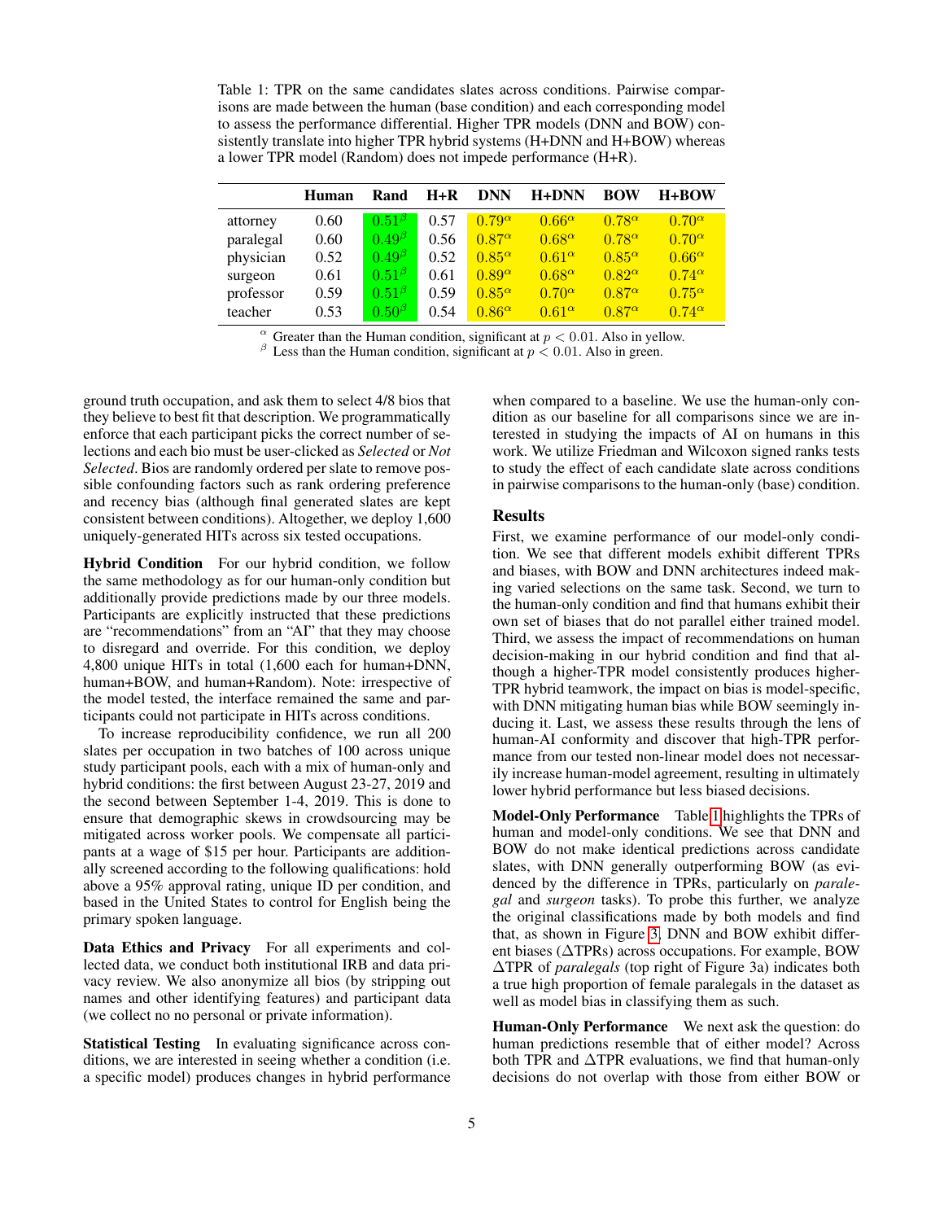Table 1: TPR on the same candidates slates across conditions. Pairwise comparisons are made between the human (base condition) and each corresponding model to assess the performance differential. Higher TPR models (DNN and BOW) consistently translate into higher TPR hybrid systems (H+DNN and H+BOW) whereas a lower TPR model (Random) does not impede performance (H+R).

| | Human | Rand | H+R | DNN | H+DNN | BOW | H+BOW |
|---|---|---|---|---|---|---|---|
| attorney | 0.60 | $0.51^{\beta}$ | 0.57 | $0.79^{\alpha}$ | $0.66^{\alpha}$ | $0.78^{\alpha}$ | $0.70^{\alpha}$ |
| paralegal | 0.60 | $0.49^{\beta}$ | 0.56 | $0.87^{\alpha}$ | $0.68^{\alpha}$ | $0.78^{\alpha}$ | $0.70^{\alpha}$ |
| physician | 0.52 | $0.49^{\beta}$ | 0.52 | $0.85^{\alpha}$ | $0.61^{\alpha}$ | $0.85^{\alpha}$ | $0.66^{\alpha}$ |
| surgeon | 0.61 | $0.51^{\beta}$ | 0.61 | $0.89^{\alpha}$ | $0.68^{\alpha}$ | $0.82^{\alpha}$ | $0.74^{\alpha}$ |
| professor | 0.59 | $0.51^{\beta}$ | 0.59 | $0.85^{\alpha}$ | $0.70^{\alpha}$ | $0.87^{\alpha}$ | $0.75^{\alpha}$ |
| teacher | 0.53 | $0.50^{\beta}$ | 0.54 | $0.86^{\alpha}$ | $0.61^{\alpha}$ | $0.87^{\alpha}$ | $0.74^{\alpha}$ |

$^{\alpha}$ Greater than the Human condition, significant at $p < 0.01$. Also in yellow.
$^{\beta}$ Less than the Human condition, significant at $p < 0.01$. Also in green.

ground truth occupation, and ask them to select 4/8 bios that they believe to best fit that description. We programmatically enforce that each participant picks the correct number of selections and each bio must be user-clicked as *Selected* or *Not Selected*. Bios are randomly ordered per slate to remove possible confounding factors such as rank ordering preference and recency bias (although final generated slates are kept consistent between conditions). Altogether, we deploy 1,600 uniquely-generated HITs across six tested occupations.

**Hybrid Condition** For our hybrid condition, we follow the same methodology as for our human-only condition but additionally provide predictions made by our three models. Participants are explicitly instructed that these predictions are "recommendations" from an "AI" that they may choose to disregard and override. For this condition, we deploy 4,800 unique HITs in total (1,600 each for human+DNN, human+BOW, and human+Random). Note: irrespective of the model tested, the interface remained the same and participants could not participate in HITs across conditions.

To increase reproducibility confidence, we run all 200 slates per occupation in two batches of 100 across unique study participant pools, each with a mix of human-only and hybrid conditions: the first between August 23-27, 2019 and the second between September 1-4, 2019. This is done to ensure that demographic skews in crowdsourcing may be mitigated across worker pools. We compensate all participants at a wage of $15 per hour. Participants are additionally screened according to the following qualifications: hold above a 95% approval rating, unique ID per condition, and based in the United States to control for English being the primary spoken language.

**Data Ethics and Privacy** For all experiments and collected data, we conduct both institutional IRB and data privacy review. We also anonymize all bios (by stripping out names and other identifying features) and participant data (we collect no no personal or private information).

**Statistical Testing** In evaluating significance across conditions, we are interested in seeing whether a condition (i.e. a specific model) produces changes in hybrid performance when compared to a baseline. We use the human-only condition as our baseline for all comparisons since we are interested in studying the impacts of AI on humans in this work. We utilize Friedman and Wilcoxon signed ranks tests to study the effect of each candidate slate across conditions in pairwise comparisons to the human-only (base) condition.

## Results

First, we examine performance of our model-only condition. We see that different models exhibit different TPRs and biases, with BOW and DNN architectures indeed making varied selections on the same task. Second, we turn to the human-only condition and find that humans exhibit their own set of biases that do not parallel either trained model. Third, we assess the impact of recommendations on human decision-making in our hybrid condition and find that although a higher-TPR model consistently produces higher-TPR hybrid teamwork, the impact on bias is model-specific, with DNN mitigating human bias while BOW seemingly inducing it. Last, we assess these results through the lens of human-AI conformity and discover that high-TPR performance from our tested non-linear model does not necessarily increase human-model agreement, resulting in ultimately lower hybrid performance but less biased decisions.

**Model-Only Performance** Table 1 highlights the TPRs of human and model-only conditions. We see that DNN and BOW do not make identical predictions across candidate slates, with DNN generally outperforming BOW (as evidenced by the difference in TPRs, particularly on *paralegal* and *surgeon* tasks). To probe this further, we analyze the original classifications made by both models and find that, as shown in Figure 3, DNN and BOW exhibit different biases ($\Delta$TPRs) across occupations. For example, BOW $\Delta$TPR of *paralegals* (top right of Figure 3a) indicates both a true high proportion of female paralegals in the dataset as well as model bias in classifying them as such.

**Human-Only Performance** We next ask the question: do human predictions resemble that of either model? Across both TPR and $\Delta$TPR evaluations, we find that human-only decisions do not overlap with those from either BOW or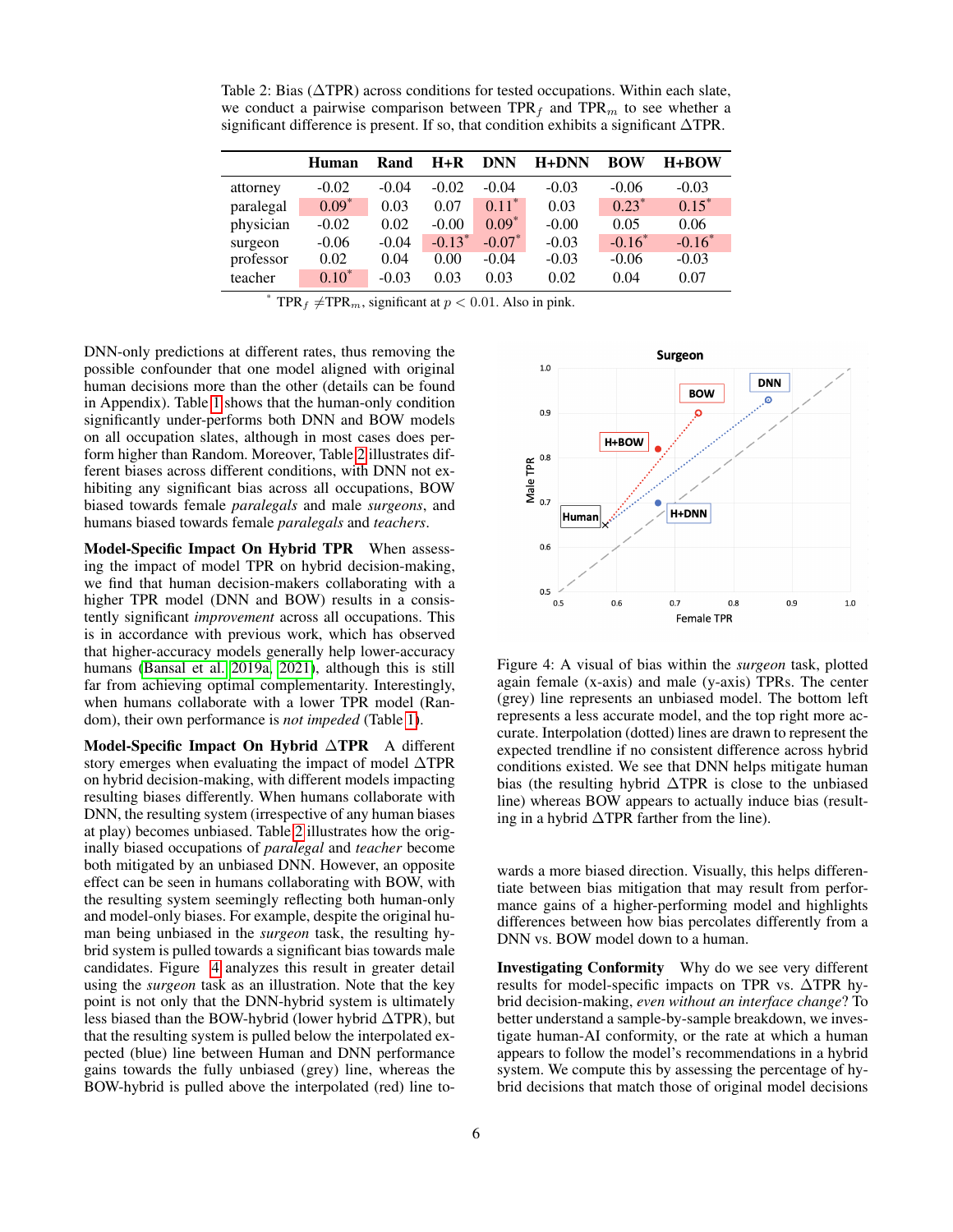Table 2: Bias (ΔTPR) across conditions for tested occupations. Within each slate, we conduct a pairwise comparison between $\text{TPR}_f$ and $\text{TPR}_m$ to see whether a significant difference is present. If so, that condition exhibits a significant ΔTPR.

| | Human | Rand | H+R | DNN | H+DNN | BOW | H+BOW |
|---|---|---|---|---|---|---|---|
| attorney | -0.02 | -0.04 | -0.02 | -0.04 | -0.03 | -0.06 | -0.03 |
| paralegal | 0.09* | 0.03 | 0.07 | 0.11* | 0.03 | 0.23* | 0.15* |
| physician | -0.02 | 0.02 | -0.00 | 0.09* | -0.00 | 0.05 | 0.06 |
| surgeon | -0.06 | -0.04 | -0.13* | -0.07* | -0.03 | -0.16* | -0.16* |
| professor | 0.02 | 0.04 | 0.00 | -0.04 | -0.03 | -0.06 | -0.03 |
| teacher | 0.10* | -0.03 | 0.03 | 0.03 | 0.02 | 0.04 | 0.07 |

\* $\text{TPR}_f \neq \text{TPR}_m$, significant at $p < 0.01$. Also in pink.

DNN-only predictions at different rates, thus removing the possible confounder that one model aligned with original human decisions more than the other (details can be found in Appendix). Table 1 shows that the human-only condition significantly under-performs both DNN and BOW models on all occupation slates, although in most cases does perform higher than Random. Moreover, Table 2 illustrates different biases across different conditions, with DNN not exhibiting any significant bias across all occupations, BOW biased towards female *paralegals* and male *surgeons*, and humans biased towards female *paralegals* and *teachers*.

**Model-Specific Impact On Hybrid TPR** When assessing the impact of model TPR on hybrid decision-making, we find that human decision-makers collaborating with a higher TPR model (DNN and BOW) results in a consistently significant *improvement* across all occupations. This is in accordance with previous work, which has observed that higher-accuracy models generally help lower-accuracy humans (Bansal et al., 2019a, 2021), although this is still far from achieving optimal complementarity. Interestingly, when humans collaborate with a lower TPR model (Random), their own performance is *not impeded* (Table 1).

**Model-Specific Impact On Hybrid ΔTPR** A different story emerges when evaluating the impact of model ΔTPR on hybrid decision-making, with different models impacting resulting biases differently. When humans collaborate with DNN, the resulting system (irrespective of any human biases at play) becomes unbiased. Table 2 illustrates how the originally biased occupations of *paralegal* and *teacher* become both mitigated by an unbiased DNN. However, an opposite effect can be seen in humans collaborating with BOW, with the resulting system seemingly reflecting both human-only and model-only biases. For example, despite the original human being unbiased in the *surgeon* task, the resulting hybrid system is pulled towards a significant bias towards male candidates. Figure 4 analyzes this result in greater detail using the *surgeon* task as an illustration. Note that the key point is not only that the DNN-hybrid system is ultimately less biased than the BOW-hybrid (lower hybrid ΔTPR), but that the resulting system is pulled below the interpolated expected (blue) line between Human and DNN performance gains towards the fully unbiased (grey) line, whereas the BOW-hybrid is pulled above the interpolated (red) line towards a more biased direction. Visually, this helps differentiate between bias mitigation that may result from performance gains of a higher-performing model and highlights differences between how bias percolates differently from a DNN vs. BOW model down to a human.

Figure 4: A visual of bias within the *surgeon* task, plotted against female (x-axis) and male (y-axis) TPRs. The center (grey) line represents an unbiased model. The bottom left represents a less accurate model, and the top right more accurate. Interpolation (dotted) lines are drawn to represent the expected trendline if no consistent difference across hybrid conditions existed. We see that DNN helps mitigate human bias (the resulting hybrid ΔTPR is close to the unbiased line) whereas BOW appears to actually induce bias (resulting in a hybrid ΔTPR farther from the line).

**Investigating Conformity** Why do we see very different results for model-specific impacts on TPR vs. ΔTPR hybrid decision-making, *even without an interface change*? To better understand a sample-by-sample breakdown, we investigate human-AI conformity, or the rate at which a human appears to follow the model's recommendations in a hybrid system. We compute this by assessing the percentage of hybrid decisions that match those of original model decisions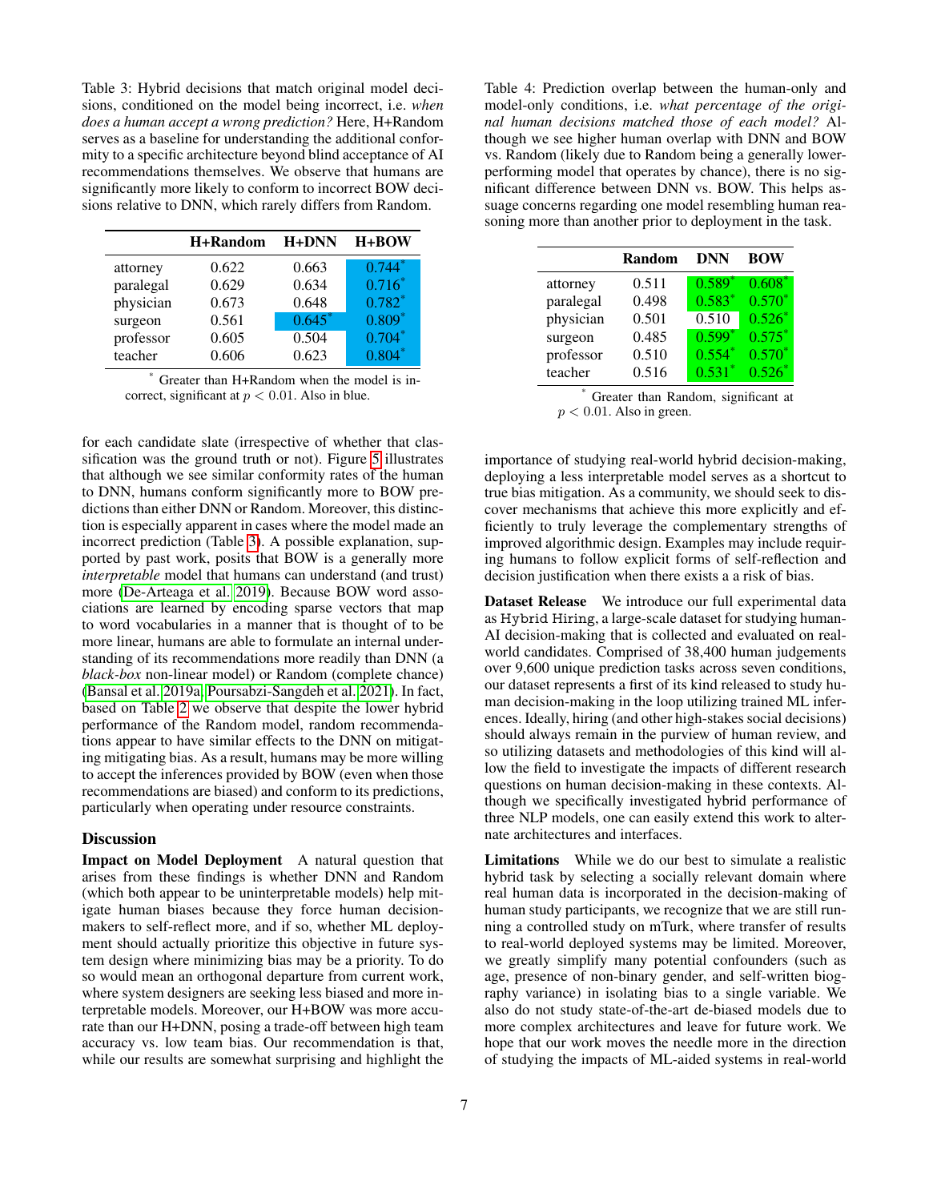Table 3: Hybrid decisions that match original model decisions, conditioned on the model being incorrect, i.e. *when does a human accept a wrong prediction?* Here, H+Random serves as a baseline for understanding the additional conformity to a specific architecture beyond blind acceptance of AI recommendations themselves. We observe that humans are significantly more likely to conform to incorrect BOW decisions relative to DNN, which rarely differs from Random.

| | H+Random | H+DNN | H+BOW |
|---|---|---|---|
| attorney | 0.622 | 0.663 | 0.744* |
| paralegal | 0.629 | 0.634 | 0.716* |
| physician | 0.673 | 0.648 | 0.782* |
| surgeon | 0.561 | 0.645* | 0.809* |
| professor | 0.605 | 0.504 | 0.704* |
| teacher | 0.606 | 0.623 | 0.804* |

* Greater than H+Random when the model is incorrect, significant at $p < 0.01$. Also in blue.

for each candidate slate (irrespective of whether that classification was the ground truth or not). Figure 5 illustrates that although we see similar conformity rates of the human to DNN, humans conform significantly more to BOW predictions than either DNN or Random. Moreover, this distinction is especially apparent in cases where the model made an incorrect prediction (Table 3). A possible explanation, supported by past work, posits that BOW is a generally more *interpretable* model that humans can understand (and trust) more (De-Arteaga et al. 2019). Because BOW word associations are learned by encoding sparse vectors that map to word vocabularies in a manner that is thought of to be more linear, humans are able to formulate an internal understanding of its recommendations more readily than DNN (a *black-box* non-linear model) or Random (complete chance) (Bansal et al. 2019a; Poursabzi-Sangdeh et al. 2021). In fact, based on Table 2 we observe that despite the lower hybrid performance of the Random model, random recommendations appear to have similar effects to the DNN on mitigating mitigating bias. As a result, humans may be more willing to accept the inferences provided by BOW (even when those recommendations are biased) and conform to its predictions, particularly when operating under resource constraints.

## Discussion

**Impact on Model Deployment** A natural question that arises from these findings is whether DNN and Random (which both appear to be uninterpretable models) help mitigate human biases because they force human decision-makers to self-reflect more, and if so, whether ML deployment should actually prioritize this objective in future system design where minimizing bias may be a priority. To do so would mean an orthogonal departure from current work, where system designers are seeking less biased and more interpretable models. Moreover, our H+BOW was more accurate than our H+DNN, posing a trade-off between high team accuracy vs. low team bias. Our recommendation is that, while our results are somewhat surprising and highlight the importance of studying real-world hybrid decision-making, deploying a less interpretable model serves as a shortcut to true bias mitigation. As a community, we should seek to discover mechanisms that achieve this more explicitly and efficiently to truly leverage the complementary strengths of improved algorithmic design. Examples may include requiring humans to follow explicit forms of self-reflection and decision justification when there exists a a risk of bias.

Table 4: Prediction overlap between the human-only and model-only conditions, i.e. *what percentage of the original human decisions matched those of each model?* Although we see higher human overlap with DNN and BOW vs. Random (likely due to Random being a generally lower-performing model that operates by chance), there is no significant difference between DNN vs. BOW. This helps assuage concerns regarding one model resembling human reasoning more than another prior to deployment in the task.

| | Random | DNN | BOW |
|---|---|---|---|
| attorney | 0.511 | 0.589* | 0.608* |
| paralegal | 0.498 | 0.583* | 0.570* |
| physician | 0.501 | 0.510 | 0.526* |
| surgeon | 0.485 | 0.599* | 0.575* |
| professor | 0.510 | 0.554* | 0.570* |
| teacher | 0.516 | 0.531* | 0.526* |

* Greater than Random, significant at $p < 0.01$. Also in green.

**Dataset Release** We introduce our full experimental data as `Hybrid Hiring`, a large-scale dataset for studying human-AI decision-making that is collected and evaluated on real-world candidates. Comprised of 38,400 human judgements over 9,600 unique prediction tasks across seven conditions, our dataset represents a first of its kind released to study human decision-making in the loop utilizing trained ML inferences. Ideally, hiring (and other high-stakes social decisions) should always remain in the purview of human review, and so utilizing datasets and methodologies of this kind will allow the field to investigate the impacts of different research questions on human decision-making in these contexts. Although we specifically investigated hybrid performance of three NLP models, one can easily extend this work to alternate architectures and interfaces.

**Limitations** While we do our best to simulate a realistic hybrid task by selecting a socially relevant domain where real human data is incorporated in the decision-making of human study participants, we recognize that we are still running a controlled study on mTurk, where transfer of results to real-world deployed systems may be limited. Moreover, we greatly simplify many potential confounders (such as age, presence of non-binary gender, and self-written biography variance) in isolating bias to a single variable. We also do not study state-of-the-art de-biased models due to more complex architectures and leave for future work. We hope that our work moves the needle more in the direction of studying the impacts of ML-aided systems in real-world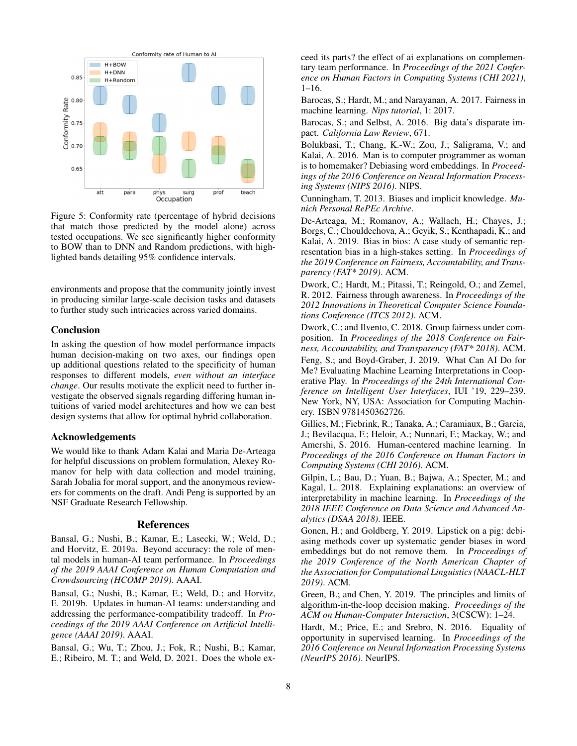Figure 5: Conformity rate (percentage of hybrid decisions that match those predicted by the model alone) across tested occupations. We see significantly higher conformity to BOW than to DNN and Random predictions, with highlighted bands detailing 95% confidence intervals.

environments and propose that the community jointly invest in producing similar large-scale decision tasks and datasets to further study such intricacies across varied domains.

## Conclusion

In asking the question of how model performance impacts human decision-making on two axes, our findings open up additional questions related to the specificity of human responses to different models, *even without an interface change*. Our results motivate the explicit need to further investigate the observed signals regarding differing human intuitions of varied model architectures and how we can best design systems that allow for optimal hybrid collaboration.

## Acknowledgements

We would like to thank Adam Kalai and Maria De-Arteaga for helpful discussions on problem formulation, Alexey Romanov for help with data collection and model training, Sarah Jobalia for moral support, and the anonymous reviewers for comments on the draft. Andi Peng is supported by an NSF Graduate Research Fellowship.

## References

Bansal, G.; Nushi, B.; Kamar, E.; Lasecki, W.; Weld, D.; and Horvitz, E. 2019a. Beyond accuracy: the role of mental models in human-AI team performance. In *Proceedings of the 2019 AAAI Conference on Human Computation and Crowdsourcing (HCOMP 2019)*. AAAI.

Bansal, G.; Nushi, B.; Kamar, E.; Weld, D.; and Horvitz, E. 2019b. Updates in human-AI teams: understanding and addressing the performance-compatibility tradeoff. In *Proceedings of the 2019 AAAI Conference on Artificial Intelligence (AAAI 2019)*. AAAI.

Bansal, G.; Wu, T.; Zhou, J.; Fok, R.; Nushi, B.; Kamar, E.; Ribeiro, M. T.; and Weld, D. 2021. Does the whole exceed its parts? the effect of ai explanations on complementary team performance. In *Proceedings of the 2021 Conference on Human Factors in Computing Systems (CHI 2021)*, 1–16.

Barocas, S.; Hardt, M.; and Narayanan, A. 2017. Fairness in machine learning. *Nips tutorial*, 1: 2017.

Barocas, S.; and Selbst, A. 2016. Big data's disparate impact. *California Law Review*, 671.

Bolukbasi, T.; Chang, K.-W.; Zou, J.; Saligrama, V.; and Kalai, A. 2016. Man is to computer programmer as woman is to homemaker? Debiasing word embeddings. In *Proceedings of the 2016 Conference on Neural Information Processing Systems (NIPS 2016)*. NIPS.

Cunninghам, T. 2013. Biases and implicit knowledge. *Munich Personal RePEc Archive*.

De-Arteaga, M.; Romanov, A.; Wallach, H.; Chayes, J.; Borgs, C.; Chouldechova, A.; Geyik, S.; Kenthapadi, K.; and Kalai, A. 2019. Bias in bios: A case study of semantic representation bias in a high-stakes setting. In *Proceedings of the 2019 Conference on Fairness, Accountability, and Transparency (FAT* 2019)*. ACM.

Dwork, C.; Hardt, M.; Pitassi, T.; Reingold, O.; and Zemel, R. 2012. Fairness through awareness. In *Proceedings of the 2012 Innovations in Theoretical Computer Science Foundations Conference (ITCS 2012)*. ACM.

Dwork, C.; and Ilvento, C. 2018. Group fairness under composition. In *Proceedings of the 2018 Conference on Fairness, Accountability, and Transparency (FAT* 2018)*. ACM.

Feng, S.; and Boyd-Graber, J. 2019. What Can AI Do for Me? Evaluating Machine Learning Interpretations in Cooperative Play. In *Proceedings of the 24th International Conference on Intelligent User Interfaces*, IUI '19, 229–239. New York, NY, USA: Association for Computing Machinery. ISBN 9781450362726.

Gillies, M.; Fiebrink, R.; Tanaka, A.; Caramiaux, B.; Garcia, J.; Bevilacqua, F.; Heloir, A.; Nunnari, F.; Mackay, W.; and Amershi, S. 2016. Human-centered machine learning. In *Proceedings of the 2016 Conference on Human Factors in Computing Systems (CHI 2016)*. ACM.

Gilpin, L.; Bau, D.; Yuan, B.; Bajwa, A.; Specter, M.; and Kagal, L. 2018. Explaining explanations: an overview of interpretability in machine learning. In *Proceedings of the 2018 IEEE Conference on Data Science and Advanced Analytics (DSAA 2018)*. IEEE.

Gonen, H.; and Goldberg, Y. 2019. Lipstick on a pig: debiasing methods cover up systematic gender biases in word embeddings but do not remove them. In *Proceedings of the 2019 Conference of the North American Chapter of the Association for Computational Linguistics (NAACL-HLT 2019)*. ACM.

Green, B.; and Chen, Y. 2019. The principles and limits of algorithm-in-the-loop decision making. *Proceedings of the ACM on Human-Computer Interaction*, 3(CSCW): 1–24.

Hardt, M.; Price, E.; and Srebro, N. 2016. Equality of opportunity in supervised learning. In *Proceedings of the 2016 Conference on Neural Information Processing Systems (NeurIPS 2016)*. NeurIPS.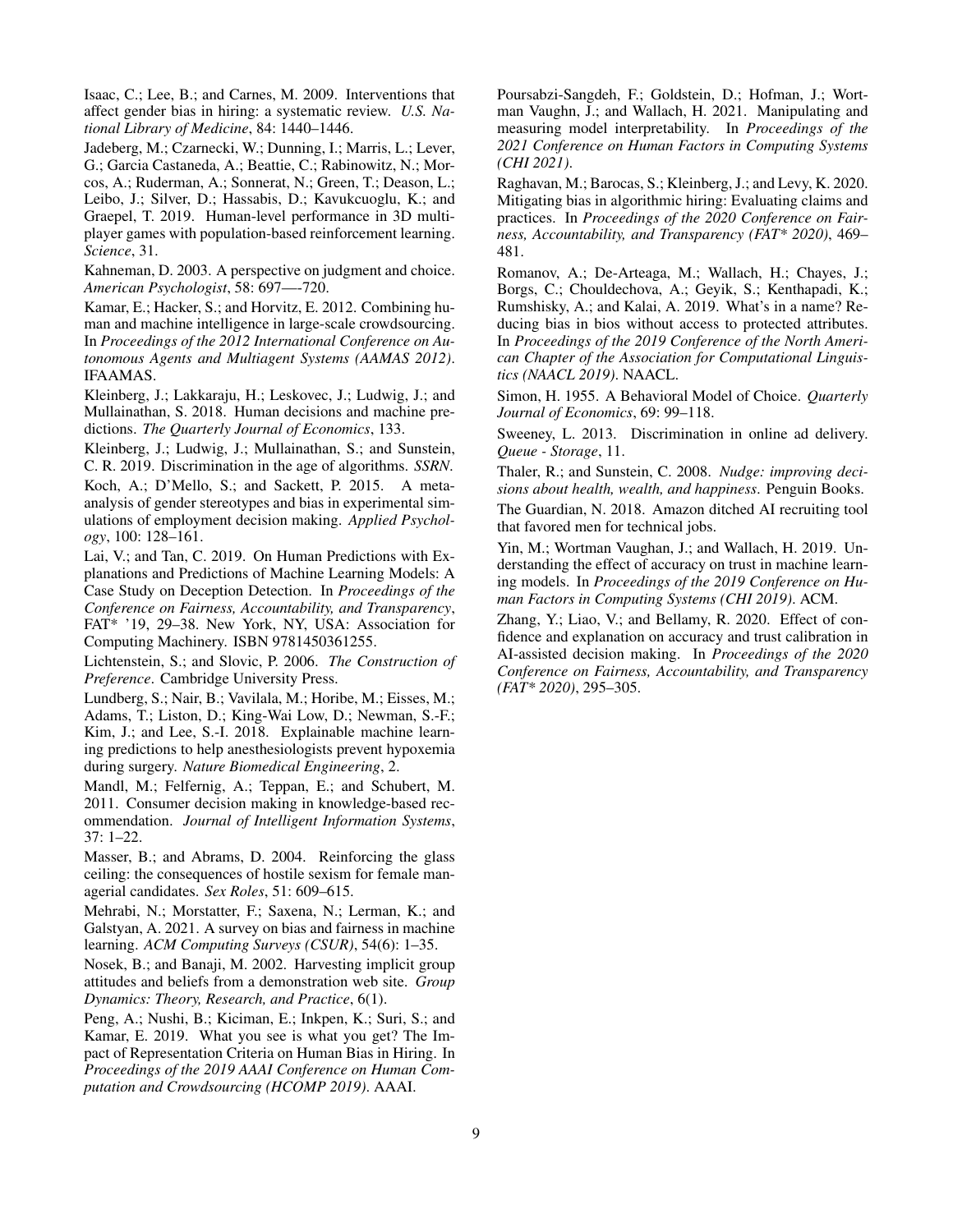Isaac, C.; Lee, B.; and Carnes, M. 2009. Interventions that affect gender bias in hiring: a systematic review. *U.S. National Library of Medicine*, 84: 1440–1446.

Jadeberg, M.; Czarnecki, W.; Dunning, I.; Marris, L.; Lever, G.; Garcia Castaneda, A.; Beattie, C.; Rabinowitz, N.; Morcos, A.; Ruderman, A.; Sonnerat, N.; Green, T.; Deason, L.; Leibo, J.; Silver, D.; Hassabis, D.; Kavukcuoglu, K.; and Graepel, T. 2019. Human-level performance in 3D multiplayer games with population-based reinforcement learning. *Science*, 31.

Kahneman, D. 2003. A perspective on judgment and choice. *American Psychologist*, 58: 697—-720.

Kamar, E.; Hacker, S.; and Horvitz, E. 2012. Combining human and machine intelligence in large-scale crowdsourcing. In *Proceedings of the 2012 International Conference on Autonomous Agents and Multiagent Systems (AAMAS 2012)*. IFAAMAS.

Kleinberg, J.; Lakkaraju, H.; Leskovec, J.; Ludwig, J.; and Mullainathan, S. 2018. Human decisions and machine predictions. *The Quarterly Journal of Economics*, 133.

Kleinberg, J.; Ludwig, J.; Mullainathan, S.; and Sunstein, C. R. 2019. Discrimination in the age of algorithms. *SSRN*.

Koch, A.; D'Mello, S.; and Sackett, P. 2015. A meta-analysis of gender stereotypes and bias in experimental simulations of employment decision making. *Applied Psychology*, 100: 128–161.

Lai, V.; and Tan, C. 2019. On Human Predictions with Explanations and Predictions of Machine Learning Models: A Case Study on Deception Detection. In *Proceedings of the Conference on Fairness, Accountability, and Transparency*, FAT* '19, 29–38. New York, NY, USA: Association for Computing Machinery. ISBN 9781450361255.

Lichtenstein, S.; and Slovic, P. 2006. *The Construction of Preference*. Cambridge University Press.

Lundberg, S.; Nair, B.; Vavilala, M.; Horibe, M.; Eisses, M.; Adams, T.; Liston, D.; King-Wai Low, D.; Newman, S.-F.; Kim, J.; and Lee, S.-I. 2018. Explainable machine learning predictions to help anesthesiologists prevent hypoxemia during surgery. *Nature Biomedical Engineering*, 2.

Mandl, M.; Felfernig, A.; Teppan, E.; and Schubert, M. 2011. Consumer decision making in knowledge-based recommendation. *Journal of Intelligent Information Systems*, 37: 1–22.

Masser, B.; and Abrams, D. 2004. Reinforcing the glass ceiling: the consequences of hostile sexism for female managerial candidates. *Sex Roles*, 51: 609–615.

Mehrabi, N.; Morstatter, F.; Saxena, N.; Lerman, K.; and Galstyan, A. 2021. A survey on bias and fairness in machine learning. *ACM Computing Surveys (CSUR)*, 54(6): 1–35.

Nosek, B.; and Banaji, M. 2002. Harvesting implicit group attitudes and beliefs from a demonstration web site. *Group Dynamics: Theory, Research, and Practice*, 6(1).

Peng, A.; Nushi, B.; Kiciman, E.; Inkpen, K.; Suri, S.; and Kamar, E. 2019. What you see is what you get? The Impact of Representation Criteria on Human Bias in Hiring. In *Proceedings of the 2019 AAAI Conference on Human Computation and Crowdsourcing (HCOMP 2019)*. AAAI.

Poursabzi-Sangdeh, F.; Goldstein, D.; Hofman, J.; Wortman Vaughn, J.; and Wallach, H. 2021. Manipulating and measuring model interpretability. In *Proceedings of the 2021 Conference on Human Factors in Computing Systems (CHI 2021)*.

Raghavan, M.; Barocas, S.; Kleinberg, J.; and Levy, K. 2020. Mitigating bias in algorithmic hiring: Evaluating claims and practices. In *Proceedings of the 2020 Conference on Fairness, Accountability, and Transparency (FAT* 2020)*, 469–481.

Romanov, A.; De-Arteaga, M.; Wallach, H.; Chayes, J.; Borgs, C.; Chouldechova, A.; Geyik, S.; Kenthapadi, K.; Rumshisky, A.; and Kalai, A. 2019. What's in a name? Reducing bias in bios without access to protected attributes. In *Proceedings of the 2019 Conference of the North American Chapter of the Association for Computational Linguistics (NAACL 2019)*. NAACL.

Simon, H. 1955. A Behavioral Model of Choice. *Quarterly Journal of Economics*, 69: 99–118.

Sweeney, L. 2013. Discrimination in online ad delivery. *Queue - Storage*, 11.

Thaler, R.; and Sunstein, C. 2008. *Nudge: improving decisions about health, wealth, and happiness*. Penguin Books.

The Guardian, N. 2018. Amazon ditched AI recruiting tool that favored men for technical jobs.

Yin, M.; Wortman Vaughan, J.; and Wallach, H. 2019. Understanding the effect of accuracy on trust in machine learning models. In *Proceedings of the 2019 Conference on Human Factors in Computing Systems (CHI 2019)*. ACM.

Zhang, Y.; Liao, V.; and Bellamy, R. 2020. Effect of confidence and explanation on accuracy and trust calibration in AI-assisted decision making. In *Proceedings of the 2020 Conference on Fairness, Accountability, and Transparency (FAT* 2020)*, 295–305.